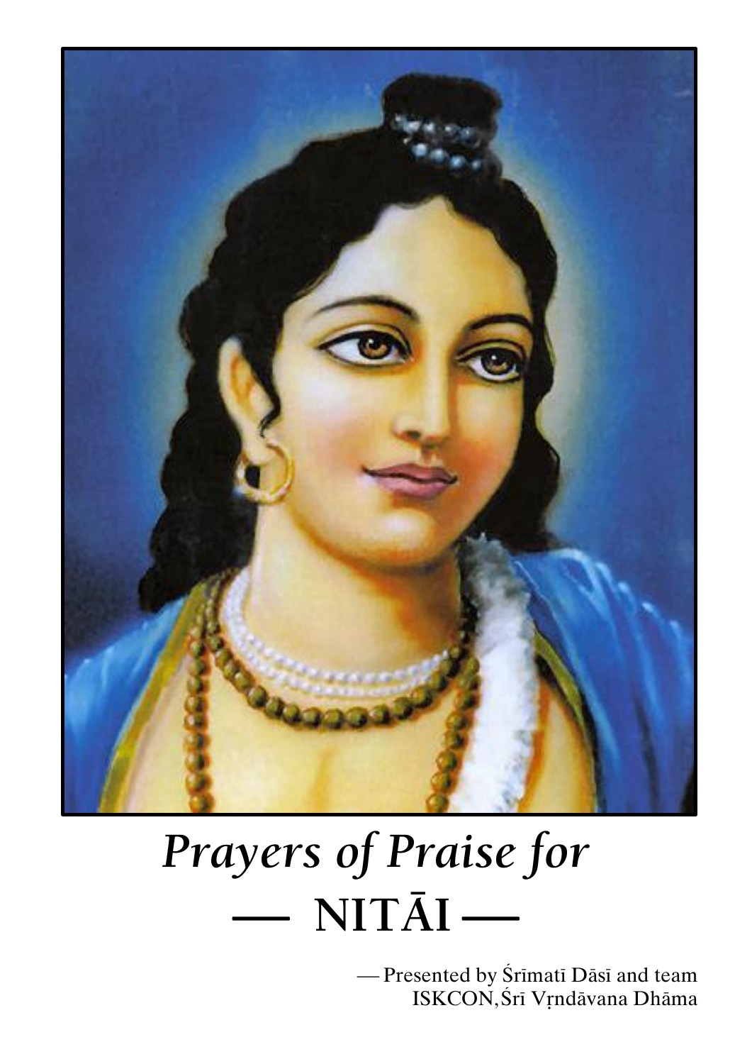# *Prayers of Praise for*

# — NITĀI —

— Presented by Śrīmatī Dāsī and team
ISKCON, Śrī Vṛndāvana Dhāma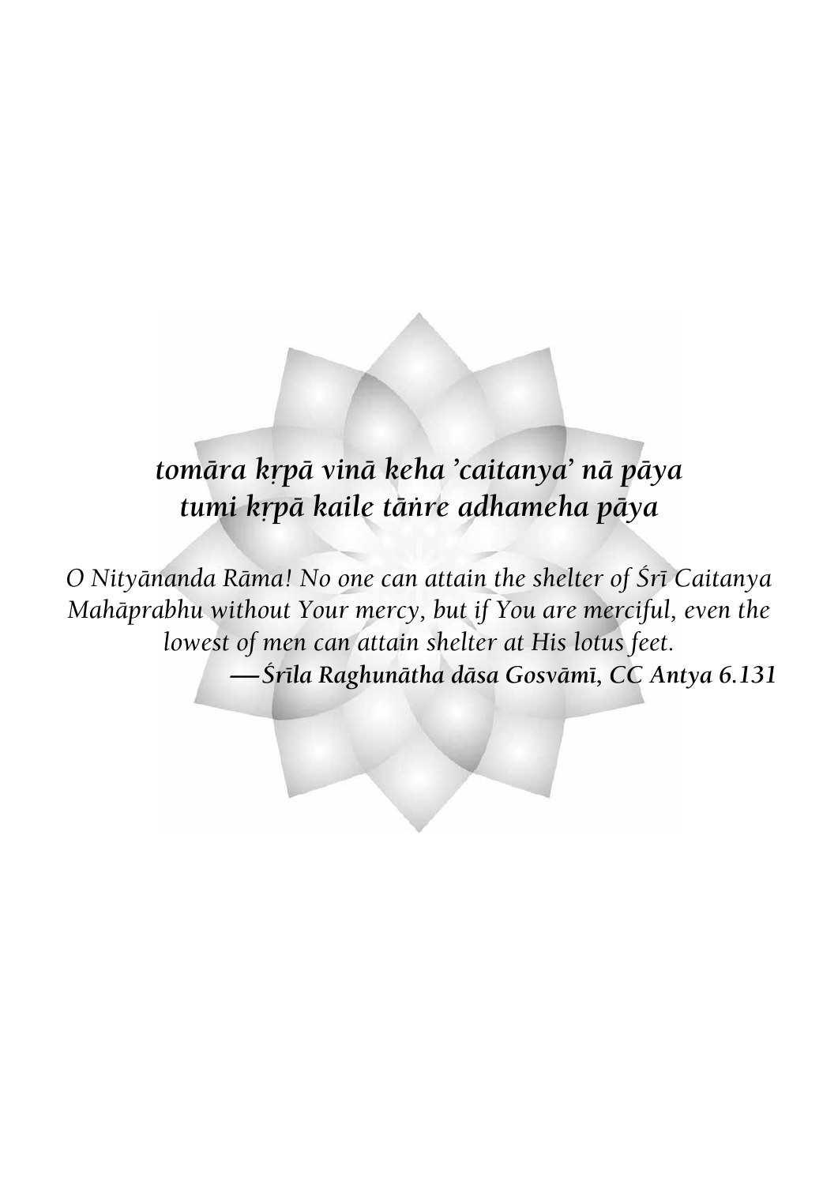***tomāra kṛpā vinā keha 'caitanya' nā pāya***
***tumi kṛpā kaile tāṅre adhameha pāya***

*O Nityānanda Rāma! No one can attain the shelter of Śrī Caitanya Mahāprabhu without Your mercy, but if You are merciful, even the lowest of men can attain shelter at His lotus feet.*

***—Śrīla Raghunātha dāsa Gosvāmī, CC Antya 6.131***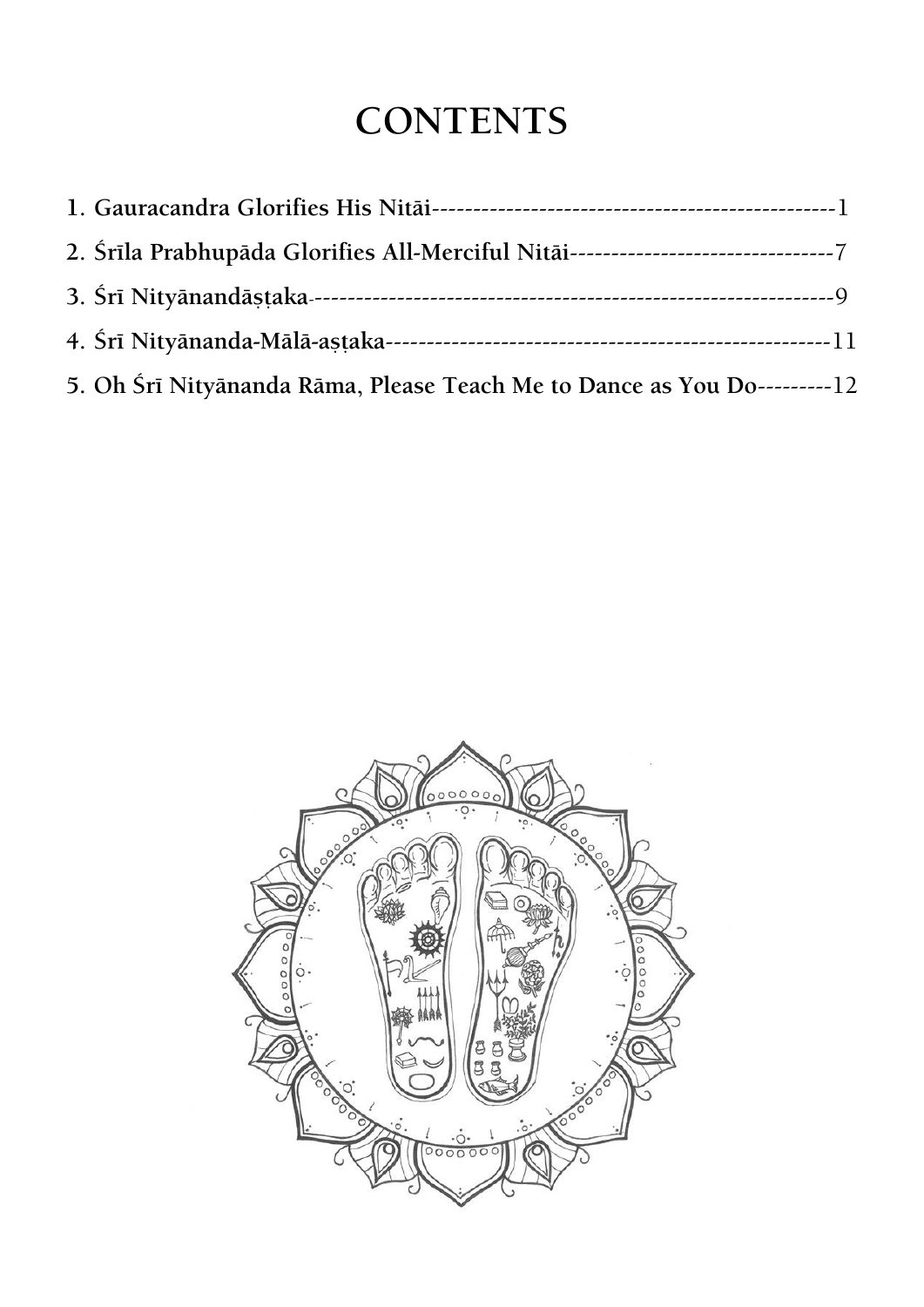# CONTENTS

1. **Gauracandra Glorifies His Nitāi**-------------------------------------------------1
2. **Śrīla Prabhupāda Glorifies All-Merciful Nitāi**--------------------------------7
3. **Śrī Nityānandāṣṭaka**-----------------------------------------------------------------9
4. **Śrī Nityānanda-Mālā-aṣṭaka**-----------------------------------------------------11
5. **Oh Śrī Nityānanda Rāma, Please Teach Me to Dance as You Do**---------12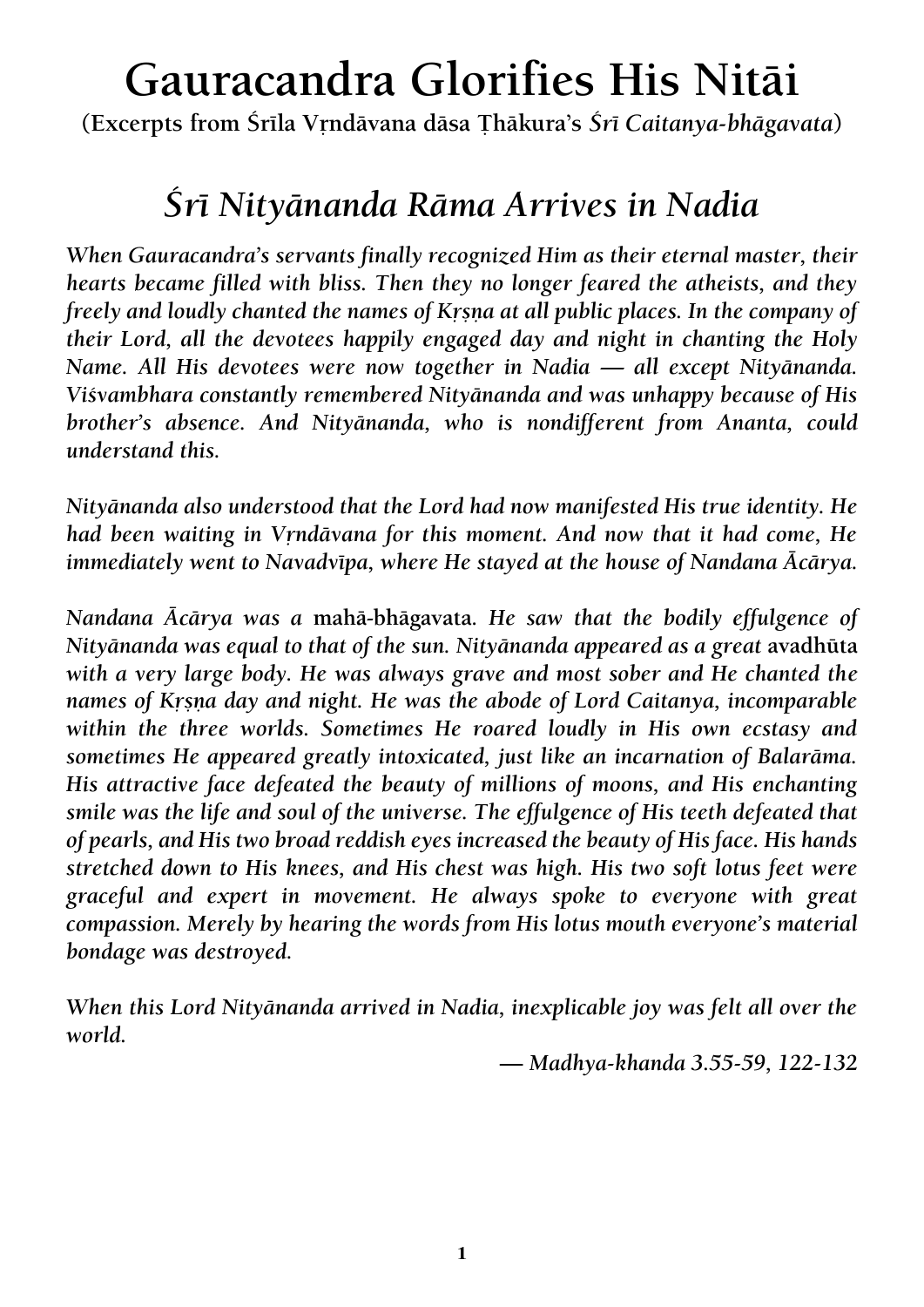# Gauracandra Glorifies His Nitāi

(Excerpts from Śrīla Vṛndāvana dāsa Ṭhākura's *Śrī Caitanya-bhāgavata*)

## *Śrī Nityānanda Rāma Arrives in Nadia*

*When Gauracandra's servants finally recognized Him as their eternal master, their hearts became filled with bliss. Then they no longer feared the atheists, and they freely and loudly chanted the names of Kṛṣṇa at all public places. In the company of their Lord, all the devotees happily engaged day and night in chanting the Holy Name. All His devotees were now together in Nadia — all except Nityānanda. Viśvambhara constantly remembered Nityānanda and was unhappy because of His brother's absence. And Nityānanda, who is nondifferent from Ananta, could understand this.*

*Nityānanda also understood that the Lord had now manifested His true identity. He had been waiting in Vṛndāvana for this moment. And now that it had come, He immediately went to Navadvīpa, where He stayed at the house of Nandana Ācārya.*

*Nandana Ācārya was a* mahā-bhāgavata*. He saw that the bodily effulgence of Nityānanda was equal to that of the sun. Nityānanda appeared as a great* avadhūta *with a very large body. He was always grave and most sober and He chanted the names of Kṛṣṇa day and night. He was the abode of Lord Caitanya, incomparable within the three worlds. Sometimes He roared loudly in His own ecstasy and sometimes He appeared greatly intoxicated, just like an incarnation of Balarāma. His attractive face defeated the beauty of millions of moons, and His enchanting smile was the life and soul of the universe. The effulgence of His teeth defeated that of pearls, and His two broad reddish eyes increased the beauty of His face. His hands stretched down to His knees, and His chest was high. His two soft lotus feet were graceful and expert in movement. He always spoke to everyone with great compassion. Merely by hearing the words from His lotus mouth everyone's material bondage was destroyed.*

*When this Lord Nityānanda arrived in Nadia, inexplicable joy was felt all over the world.*

*— Madhya-khanda 3.55-59, 122-132*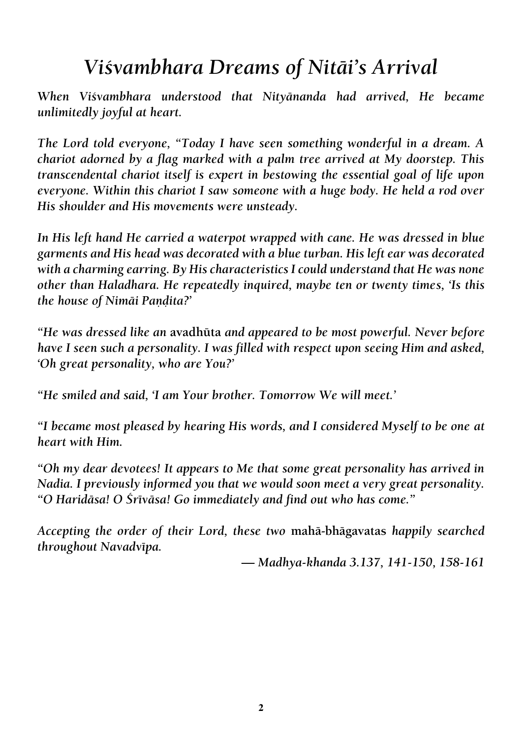# *Viśvambhara Dreams of Nitāi's Arrival*

*When Viśvambhara understood that Nityānanda had arrived, He became unlimitedly joyful at heart.*

*The Lord told everyone, "Today I have seen something wonderful in a dream. A chariot adorned by a flag marked with a palm tree arrived at My doorstep. This transcendental chariot itself is expert in bestowing the essential goal of life upon everyone. Within this chariot I saw someone with a huge body. He held a rod over His shoulder and His movements were unsteady.*

*In His left hand He carried a waterpot wrapped with cane. He was dressed in blue garments and His head was decorated with a blue turban. His left ear was decorated with a charming earring. By His characteristics I could understand that He was none other than Haladhara. He repeatedly inquired, maybe ten or twenty times, 'Is this the house of Nimāi Paṇḍita?'*

*"He was dressed like an* avadhūta *and appeared to be most powerful. Never before have I seen such a personality. I was filled with respect upon seeing Him and asked, 'Oh great personality, who are You?'*

*"He smiled and said, 'I am Your brother. Tomorrow We will meet.'*

*"I became most pleased by hearing His words, and I considered Myself to be one at heart with Him.*

*"Oh my dear devotees! It appears to Me that some great personality has arrived in Nadia. I previously informed you that we would soon meet a very great personality. "O Haridāsa! O Śrīvāsa! Go immediately and find out who has come."*

*Accepting the order of their Lord, these two* mahā-bhāgavatas *happily searched throughout Navadvīpa.*

*— Madhya-khanda 3.137, 141-150, 158-161*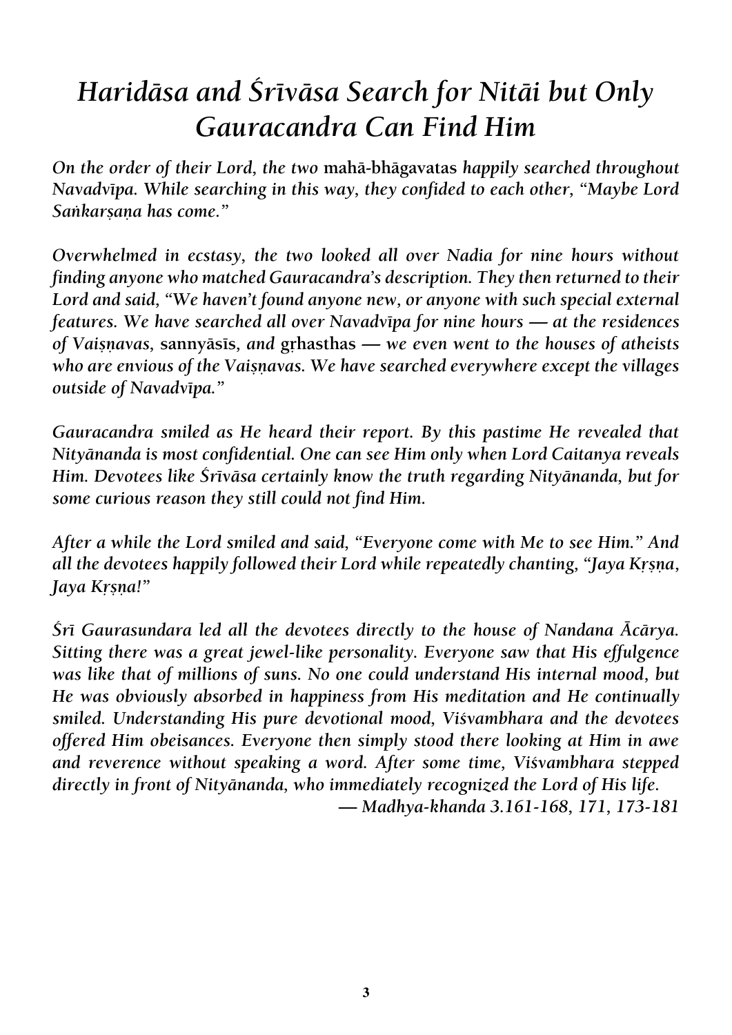# *Haridāsa and Śrīvāsa Search for Nitāi but Only Gauracandra Can Find Him*

*On the order of their Lord, the two* mahā-bhāgavatas *happily searched throughout Navadvīpa. While searching in this way, they confided to each other, "Maybe Lord Saṅkarṣaṇa has come."*

*Overwhelmed in ecstasy, the two looked all over Nadia for nine hours without finding anyone who matched Gauracandra's description. They then returned to their Lord and said, "We haven't found anyone new, or anyone with such special external features. We have searched all over Navadvīpa for nine hours — at the residences of Vaiṣṇavas,* sannyāsīs, *and* gṛhasthas *— we even went to the houses of atheists who are envious of the Vaiṣṇavas. We have searched everywhere except the villages outside of Navadvīpa."*

*Gauracandra smiled as He heard their report. By this pastime He revealed that Nityānanda is most confidential. One can see Him only when Lord Caitanya reveals Him. Devotees like Śrīvāsa certainly know the truth regarding Nityānanda, but for some curious reason they still could not find Him.*

*After a while the Lord smiled and said, "Everyone come with Me to see Him." And all the devotees happily followed their Lord while repeatedly chanting, "Jaya Kṛṣṇa, Jaya Kṛṣṇa!"*

*Śrī Gaurasundara led all the devotees directly to the house of Nandana Ācārya. Sitting there was a great jewel-like personality. Everyone saw that His effulgence was like that of millions of suns. No one could understand His internal mood, but He was obviously absorbed in happiness from His meditation and He continually smiled. Understanding His pure devotional mood, Viśvambhara and the devotees offered Him obeisances. Everyone then simply stood there looking at Him in awe and reverence without speaking a word. After some time, Viśvambhara stepped directly in front of Nityānanda, who immediately recognized the Lord of His life.*

*— Madhya-khanda 3.161-168, 171, 173-181*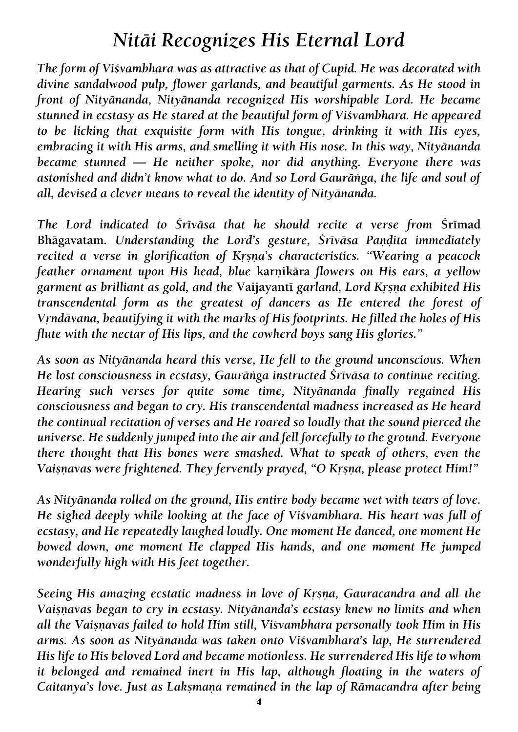# *Nitāi Recognizes His Eternal Lord*

*The form of Viśvambhara was as attractive as that of Cupid. He was decorated with divine sandalwood pulp, flower garlands, and beautiful garments. As He stood in front of Nityānanda, Nityānanda recognized His worshipable Lord. He became stunned in ecstasy as He stared at the beautiful form of Viśvambhara. He appeared to be licking that exquisite form with His tongue, drinking it with His eyes, embracing it with His arms, and smelling it with His nose. In this way, Nityānanda became stunned — He neither spoke, nor did anything. Everyone there was astonished and didn't know what to do. And so Lord Gaurāṅga, the life and soul of all, devised a clever means to reveal the identity of Nityānanda.*

*The Lord indicated to Śrīvāsa that he should recite a verse from* Śrīmad Bhāgavatam. *Understanding the Lord's gesture, Śrīvāsa Paṇḍita immediately recited a verse in glorification of Kṛṣṇa's characteristics. "Wearing a peacock feather ornament upon His head, blue* karṇikāra *flowers on His ears, a yellow garment as brilliant as gold, and the* Vaijayantī *garland, Lord Kṛṣṇa exhibited His transcendental form as the greatest of dancers as He entered the forest of Vṛndāvana, beautifying it with the marks of His footprints. He filled the holes of His flute with the nectar of His lips, and the cowherd boys sang His glories."*

*As soon as Nityānanda heard this verse, He fell to the ground unconscious. When He lost consciousness in ecstasy, Gaurāṅga instructed Śrīvāsa to continue reciting. Hearing such verses for quite some time, Nityānanda finally regained His consciousness and began to cry. His transcendental madness increased as He heard the continual recitation of verses and He roared so loudly that the sound pierced the universe. He suddenly jumped into the air and fell forcefully to the ground. Everyone there thought that His bones were smashed. What to speak of others, even the Vaiṣṇavas were frightened. They fervently prayed, "O Kṛṣṇa, please protect Him!"*

*As Nityānanda rolled on the ground, His entire body became wet with tears of love. He sighed deeply while looking at the face of Viśvambhara. His heart was full of ecstasy, and He repeatedly laughed loudly. One moment He danced, one moment He bowed down, one moment He clapped His hands, and one moment He jumped wonderfully high with His feet together.*

*Seeing His amazing ecstatic madness in love of Kṛṣṇa, Gauracandra and all the Vaiṣṇavas began to cry in ecstasy. Nityānanda's ecstasy knew no limits and when all the Vaiṣṇavas failed to hold Him still, Viśvambhara personally took Him in His arms. As soon as Nityānanda was taken onto Viśvambhara's lap, He surrendered His life to His beloved Lord and became motionless. He surrendered His life to whom it belonged and remained inert in His lap, although floating in the waters of Caitanya's love. Just as Lakṣmaṇa remained in the lap of Rāmacandra after being*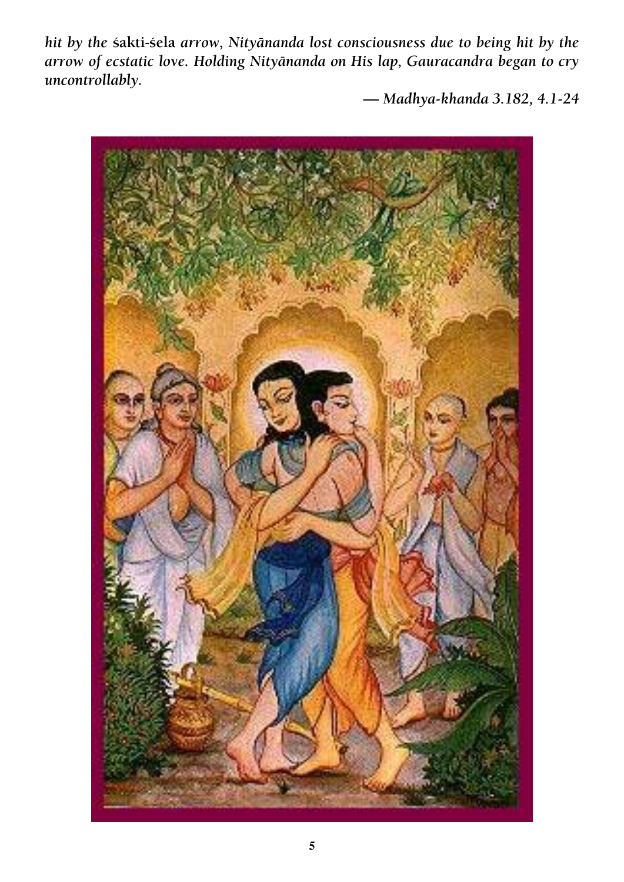*hit by the* śakti-śela *arrow, Nityānanda lost consciousness due to being hit by the arrow of ecstatic love. Holding Nityānanda on His lap, Gauracandra began to cry uncontrollably.*

*— Madhya-khanda 3.182, 4.1-24*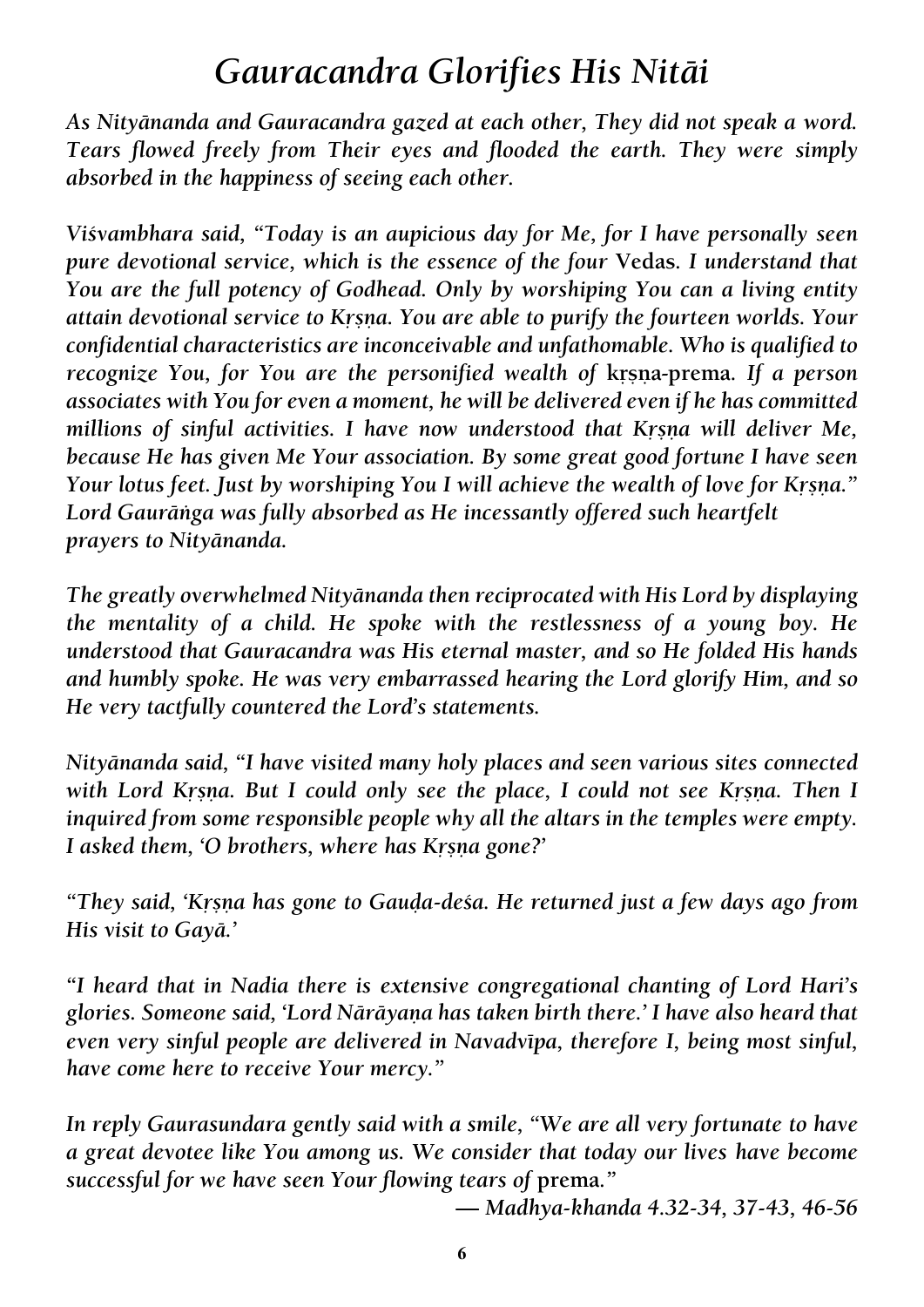# *Gauracandra Glorifies His Nitāi*

*As Nityānanda and Gauracandra gazed at each other, They did not speak a word. Tears flowed freely from Their eyes and flooded the earth. They were simply absorbed in the happiness of seeing each other.*

*Viśvambhara said, "Today is an aupicious day for Me, for I have personally seen pure devotional service, which is the essence of the four* Vedas*. I understand that You are the full potency of Godhead. Only by worshiping You can a living entity attain devotional service to Kṛṣṇa. You are able to purify the fourteen worlds. Your confidential characteristics are inconceivable and unfathomable. Who is qualified to recognize You, for You are the personified wealth of* **kṛṣṇa-prema***. If a person associates with You for even a moment, he will be delivered even if he has committed millions of sinful activities. I have now understood that Kṛṣṇa will deliver Me, because He has given Me Your association. By some great good fortune I have seen Your lotus feet. Just by worshiping You I will achieve the wealth of love for Kṛṣṇa." Lord Gaurāṅga was fully absorbed as He incessantly offered such heartfelt prayers to Nityānanda.*

*The greatly overwhelmed Nityānanda then reciprocated with His Lord by displaying the mentality of a child. He spoke with the restlessness of a young boy. He understood that Gauracandra was His eternal master, and so He folded His hands and humbly spoke. He was very embarrassed hearing the Lord glorify Him, and so He very tactfully countered the Lord's statements.*

*Nityānanda said, "I have visited many holy places and seen various sites connected with Lord Kṛṣṇa. But I could only see the place, I could not see Kṛṣṇa. Then I inquired from some responsible people why all the altars in the temples were empty. I asked them, 'O brothers, where has Kṛṣṇa gone?'*

*"They said, 'Kṛṣṇa has gone to Gauḍa-deśa. He returned just a few days ago from His visit to Gayā.'*

*"I heard that in Nadia there is extensive congregational chanting of Lord Hari's glories. Someone said, 'Lord Nārāyaṇa has taken birth there.' I have also heard that even very sinful people are delivered in Navadvīpa, therefore I, being most sinful, have come here to receive Your mercy."*

*In reply Gaurasundara gently said with a smile, "We are all very fortunate to have a great devotee like You among us. We consider that today our lives have become successful for we have seen Your flowing tears of* prema*."*

*— Madhya-khanda 4.32-34, 37-43, 46-56*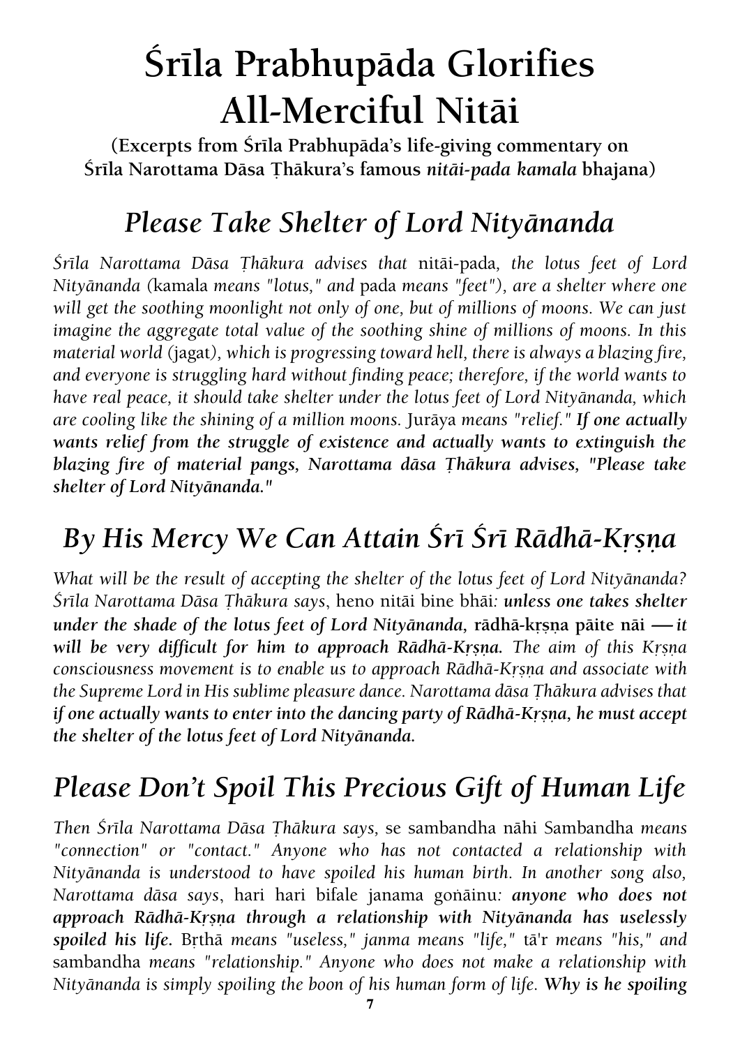# Śrīla Prabhupāda Glorifies All-Merciful Nitāi

**(Excerpts from Śrīla Prabhupāda's life-giving commentary on Śrīla Narottama Dāsa Ṭhākura's famous *nitāi-pada kamala* bhajana)**

## *Please Take Shelter of Lord Nityānanda*

*Śrīla Narottama Dāsa Ṭhākura advises that* nitāi-pada, *the lotus feet of Lord Nityānanda (*kamala *means "lotus," and* pada *means "feet"), are a shelter where one will get the soothing moonlight not only of one, but of millions of moons. We can just imagine the aggregate total value of the soothing shine of millions of moons. In this material world (*jagat*), which is progressing toward hell, there is always a blazing fire, and everyone is struggling hard without finding peace; therefore, if the world wants to have real peace, it should take shelter under the lotus feet of Lord Nityānanda, which are cooling like the shining of a million moons.* Jurāya *means "relief."* ***If one actually wants relief from the struggle of existence and actually wants to extinguish the blazing fire of material pangs, Narottama dāsa Ṭhākura advises, "Please take shelter of Lord Nityānanda."***

## *By His Mercy We Can Attain Śrī Śrī Rādhā-Kṛṣṇa*

*What will be the result of accepting the shelter of the lotus feet of Lord Nityānanda? Śrīla Narottama Dāsa Ṭhākura says*, heno nitāi bine bhāi*:* ***unless one takes shelter under the shade of the lotus feet of Lord Nityānanda,*** **rādhā-kṛṣṇa pāite nāi** **—** ***it will be very difficult for him to approach Rādhā-Kṛṣṇa.*** *The aim of this Kṛṣṇa consciousness movement is to enable us to approach Rādhā-Kṛṣṇa and associate with the Supreme Lord in His sublime pleasure dance. Narottama dāsa Ṭhākura advises that* ***if one actually wants to enter into the dancing party of Rādhā-Kṛṣṇa, he must accept the shelter of the lotus feet of Lord Nityānanda.***

## *Please Don't Spoil This Precious Gift of Human Life*

*Then Śrīla Narottama Dāsa Ṭhākura says,* se sambandha nāhi Sambandha *means "connection" or "contact." Anyone who has not contacted a relationship with Nityānanda is understood to have spoiled his human birth. In another song also, Narottama dāsa says*, hari hari bifale janama goṅāinu*:* ***anyone who does not approach Rādhā-Kṛṣṇa through a relationship with Nityānanda has uselessly spoiled his life.*** Bṛthā *means "useless," janma means "life,"* tā'r *means "his," and* sambandha *means "relationship." Anyone who does not make a relationship with Nityānanda is simply spoiling the boon of his human form of life.* **Why is he spoiling**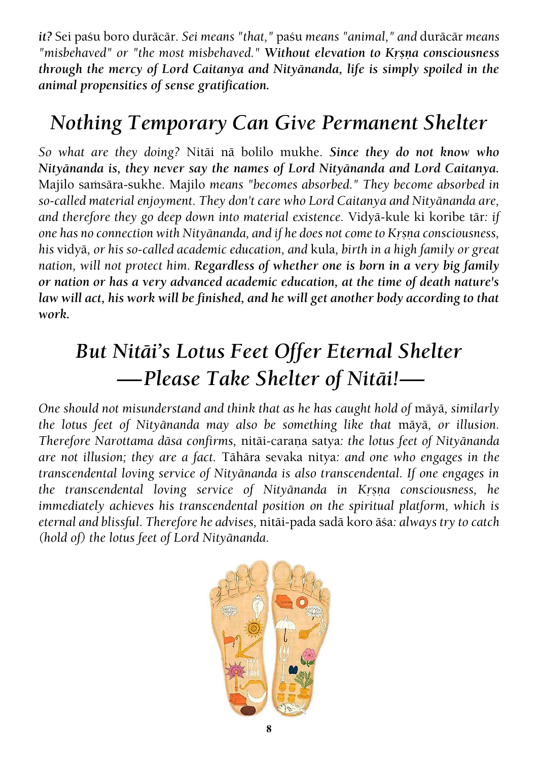*it?* Sei paśu boro durācār. *Sei means "that,"* paśu *means "animal," and* durācār *means "misbehaved" or "the most misbehaved."* ***Without elevation to Kṛṣṇa consciousness through the mercy of Lord Caitanya and Nityānanda, life is simply spoiled in the animal propensities of sense gratification.***

## *Nothing Temporary Can Give Permanent Shelter*

*So what are they doing?* Nitāi nā bolilo mukhe. ***Since they do not know who Nityānanda is, they never say the names of Lord Nityānanda and Lord Caitanya.*** Majilo saṁsāra-sukhe. Majilo *means "becomes absorbed." They become absorbed in so-called material enjoyment. They don't care who Lord Caitanya and Nityānanda are, and therefore they go deep down into material existence.* Vidyā-kule ki koribe tār*: if one has no connection with Nityānanda, and if he does not come to Kṛṣṇa consciousness, his* vidyā*, or his so-called academic education, and* kula*, birth in a high family or great nation, will not protect him.* ***Regardless of whether one is born in a very big family or nation or has a very advanced academic education, at the time of death nature's law will act, his work will be finished, and he will get another body according to that work.***

## *But Nitāi's Lotus Feet Offer Eternal Shelter —Please Take Shelter of Nitāi!—*

*One should not misunderstand and think that as he has caught hold of* māyā*, similarly the lotus feet of Nityānanda may also be something like that* māyā*, or illusion. Therefore Narottama dāsa confirms,* nitāi-caraṇa satya*: the lotus feet of Nityānanda are not illusion; they are a fact.* Tāhāra sevaka nitya*: and one who engages in the transcendental loving service of Nityānanda is also transcendental. If one engages in the transcendental loving service of Nityānanda in Kṛṣṇa consciousness, he immediately achieves his transcendental position on the spiritual platform, which is eternal and blissful. Therefore he advises,* nitāi-pada sadā koro āśa*: always try to catch (hold of) the lotus feet of Lord Nityānanda.*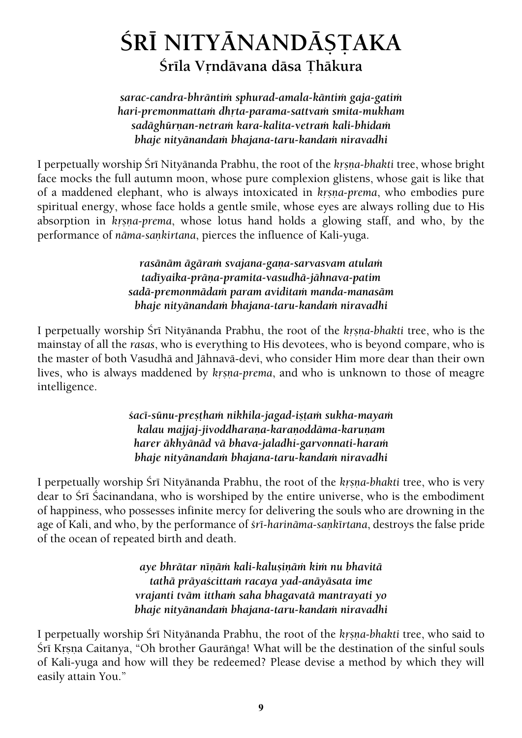# ŚRĪ NITYĀNANDĀṢṬAKA

## Śrīla Vṛndāvana dāsa Ṭhākura

*sarac-candra-bhrāntiṁ sphurad-amala-kāntiṁ gaja-gatiṁ*
*hari-premonmattaṁ dhṛta-parama-sattvaṁ smita-mukham*
*sadāghūrṇan-netraṁ kara-kalita-vetraṁ kali-bhidaṁ*
*bhaje nityānandaṁ bhajana-taru-kandaṁ niravadhi*

I perpetually worship Śrī Nityānanda Prabhu, the root of the *kṛṣṇa-bhakti* tree, whose bright face mocks the full autumn moon, whose pure complexion glistens, whose gait is like that of a maddened elephant, who is always intoxicated in *kṛṣṇa-prema*, who embodies pure spiritual energy, whose face holds a gentle smile, whose eyes are always rolling due to His absorption in *kṛṣṇa-prema*, whose lotus hand holds a glowing staff, and who, by the performance of *nāma-saṇkirtana*, pierces the influence of Kali-yuga.

*rasānām āgāraṁ svajana-gaṇa-sarvasvam atulaṁ*
*tadīyaika-prāṇa-pramita-vasudhā-jāhnava-patim*
*sadā-premonmādaṁ param aviditaṁ manda-manasām*
*bhaje nityānandaṁ bhajana-taru-kandaṁ niravadhi*

I perpetually worship Śrī Nityānanda Prabhu, the root of the *kṛṣṇa-bhakti* tree, who is the mainstay of all the *rasas*, who is everything to His devotees, who is beyond compare, who is the master of both Vasudhā and Jāhnavā-devi, who consider Him more dear than their own lives, who is always maddened by *kṛṣṇa-prema*, and who is unknown to those of meagre intelligence.

*śacī-sūnu-preṣṭhaṁ nikhila-jagad-iṣṭaṁ sukha-mayaṁ*
*kalau majjaj-jivoddharaṇa-karaṇoddāma-karuṇam*
*harer ākhyānād vā bhava-jaladhi-garvonnati-haraṁ*
*bhaje nityānandaṁ bhajana-taru-kandaṁ niravadhi*

I perpetually worship Śrī Nityānanda Prabhu, the root of the *kṛṣṇa-bhakti* tree, who is very dear to Śrī Śacinandana, who is worshiped by the entire universe, who is the embodiment of happiness, who possesses infinite mercy for delivering the souls who are drowning in the age of Kali, and who, by the performance of *śrī-harināma-saṇkīrtana*, destroys the false pride of the ocean of repeated birth and death.

*aye bhrātar nīṇāṁ kali-kaluṣiṇāṁ kiṁ nu bhavitā*
*tathā prāyaścittaṁ racaya yad-anāyāsata ime*
*vrajanti tvām itthaṁ saha bhagavatā mantrayati yo*
*bhaje nityānandaṁ bhajana-taru-kandaṁ niravadhi*

I perpetually worship Śrī Nityānanda Prabhu, the root of the *kṛṣṇa-bhakti* tree, who said to Śrī Kṛṣṇa Caitanya, "Oh brother Gaurāṅga! What will be the destination of the sinful souls of Kali-yuga and how will they be redeemed? Please devise a method by which they will easily attain You."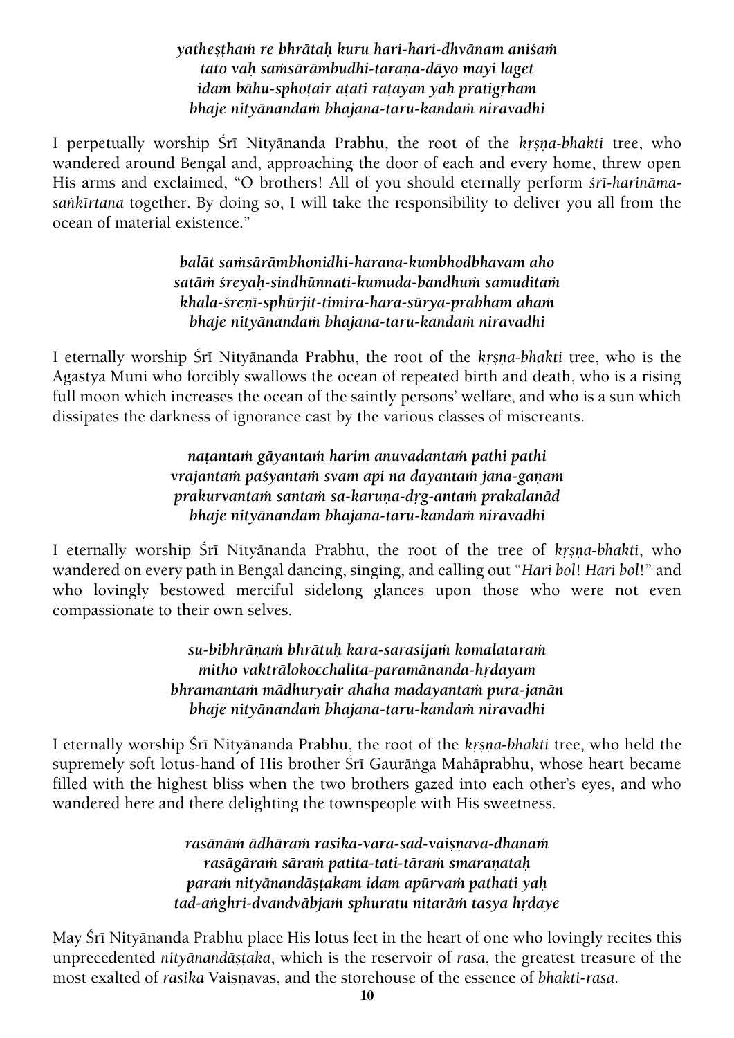*yatheṣṭhaṁ re bhrātaḥ kuru hari-hari-dhvānam aniśaṁ*
*tato vaḥ saṁsārāmbudhi-taraṇa-dāyo mayi laget*
*idaṁ bāhu-sphoṭair aṭati raṭayan yaḥ pratigṛham*
*bhaje nityānandaṁ bhajana-taru-kandaṁ niravadhi*

I perpetually worship Śrī Nityānanda Prabhu, the root of the *kṛṣṇa-bhakti* tree, who wandered around Bengal and, approaching the door of each and every home, threw open His arms and exclaimed, "O brothers! All of you should eternally perform *śrī-harināma-saṅkīrtana* together. By doing so, I will take the responsibility to deliver you all from the ocean of material existence."

*balāt saṁsārāmbhonidhi-harana-kumbhodbhavam aho*
*satāṁ śreyaḥ-sindhūnnati-kumuda-bandhuṁ samuditaṁ*
*khala-śreṇī-sphūrjit-timira-hara-sūrya-prabham ahaṁ*
*bhaje nityānandaṁ bhajana-taru-kandaṁ niravadhi*

I eternally worship Śrī Nityānanda Prabhu, the root of the *kṛṣṇa-bhakti* tree, who is the Agastya Muni who forcibly swallows the ocean of repeated birth and death, who is a rising full moon which increases the ocean of the saintly persons' welfare, and who is a sun which dissipates the darkness of ignorance cast by the various classes of miscreants.

*naṭantaṁ gāyantaṁ harim anuvadantaṁ pathi pathi*
*vrajantaṁ paśyantaṁ svam api na dayantaṁ jana-gaṇam*
*prakurvantaṁ santaṁ sa-karuṇa-dṛg-antaṁ prakalanād*
*bhaje nityānandaṁ bhajana-taru-kandaṁ niravadhi*

I eternally worship Śrī Nityānanda Prabhu, the root of the tree of *kṛṣṇa-bhakti*, who wandered on every path in Bengal dancing, singing, and calling out "*Hari bol*! *Hari bol*!" and who lovingly bestowed merciful sidelong glances upon those who were not even compassionate to their own selves.

*su-bibhrāṇaṁ bhrātuḥ kara-sarasijaṁ komalataraṁ*
*mitho vaktrālokocchalita-paramānanda-hṛdayam*
*bhramantaṁ mādhuryair ahaha madayantaṁ pura-janān*
*bhaje nityānandaṁ bhajana-taru-kandaṁ niravadhi*

I eternally worship Śrī Nityānanda Prabhu, the root of the *kṛṣṇa-bhakti* tree, who held the supremely soft lotus-hand of His brother Śrī Gaurāṅga Mahāprabhu, whose heart became filled with the highest bliss when the two brothers gazed into each other's eyes, and who wandered here and there delighting the townspeople with His sweetness.

*rasānāṁ ādhāraṁ rasika-vara-sad-vaiṣṇava-dhanaṁ*
*rasāgāraṁ sāraṁ patita-tati-tāraṁ smaraṇataḥ*
*paraṁ nityānandāṣṭakam idam apūrvaṁ paṭhati yaḥ*
*tad-aṅghri-dvandvābjaṁ sphuratu nitarāṁ tasya hṛdaye*

May Śrī Nityānanda Prabhu place His lotus feet in the heart of one who lovingly recites this unprecedented *nityānandāṣṭaka*, which is the reservoir of *rasa*, the greatest treasure of the most exalted of *rasika* Vaiṣṇavas, and the storehouse of the essence of *bhakti-rasa*.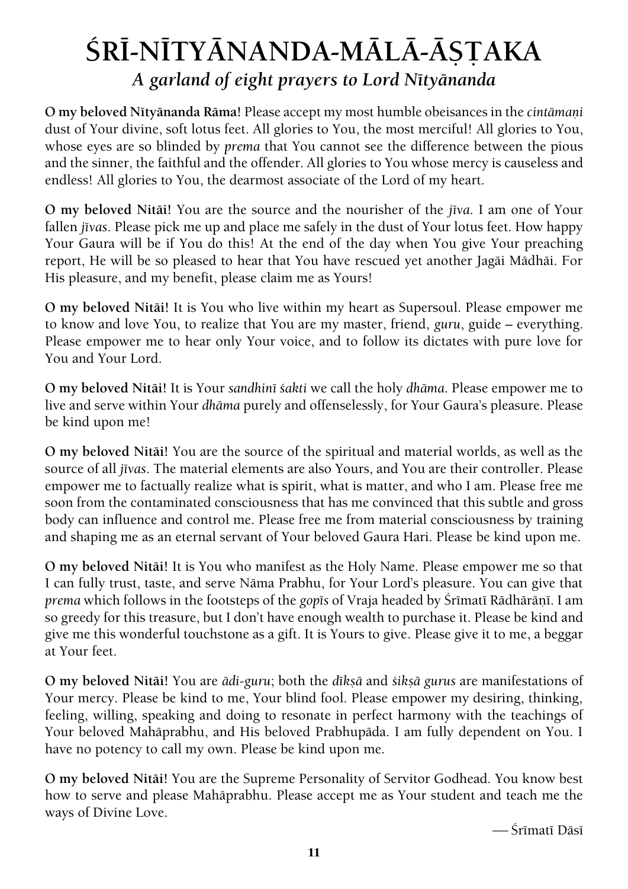# ŚRĪ-NĪTYĀNANDA-MĀLĀ-ĀṢṬAKA

*A garland of eight prayers to Lord Nītyānanda*

**O my beloved Nītyānanda Rāma!** Please accept my most humble obeisances in the *cintāmaṇi* dust of Your divine, soft lotus feet. All glories to You, the most merciful! All glories to You, whose eyes are so blinded by *prema* that You cannot see the difference between the pious and the sinner, the faithful and the offender. All glories to You whose mercy is causeless and endless! All glories to You, the dearmost associate of the Lord of my heart.

**O my beloved Nitāi!** You are the source and the nourisher of the *jīva*. I am one of Your fallen *jīvas*. Please pick me up and place me safely in the dust of Your lotus feet. How happy Your Gaura will be if You do this! At the end of the day when You give Your preaching report, He will be so pleased to hear that You have rescued yet another Jagāi Mādhāi. For His pleasure, and my benefit, please claim me as Yours!

**O my beloved Nitāi!** It is You who live within my heart as Supersoul. Please empower me to know and love You, to realize that You are my master, friend, *guru*, guide – everything. Please empower me to hear only Your voice, and to follow its dictates with pure love for You and Your Lord.

**O my beloved Nitāi!** It is Your *sandhinī śakti* we call the holy *dhāma*. Please empower me to live and serve within Your *dhāma* purely and offenselessly, for Your Gaura's pleasure. Please be kind upon me!

**O my beloved Nitāi!** You are the source of the spiritual and material worlds, as well as the source of all *jīvas*. The material elements are also Yours, and You are their controller. Please empower me to factually realize what is spirit, what is matter, and who I am. Please free me soon from the contaminated consciousness that has me convinced that this subtle and gross body can influence and control me. Please free me from material consciousness by training and shaping me as an eternal servant of Your beloved Gaura Hari. Please be kind upon me.

**O my beloved Nitāi!** It is You who manifest as the Holy Name. Please empower me so that I can fully trust, taste, and serve Nāma Prabhu, for Your Lord's pleasure. You can give that *prema* which follows in the footsteps of the *gopīs* of Vraja headed by Śrīmatī Rādhārāṇī. I am so greedy for this treasure, but I don't have enough wealth to purchase it. Please be kind and give me this wonderful touchstone as a gift. It is Yours to give. Please give it to me, a beggar at Your feet.

**O my beloved Nitāi!** You are *ādi-guru*; both the *dīkṣā* and *śikṣā gurus* are manifestations of Your mercy. Please be kind to me, Your blind fool. Please empower my desiring, thinking, feeling, willing, speaking and doing to resonate in perfect harmony with the teachings of Your beloved Mahāprabhu, and His beloved Prabhupāda. I am fully dependent on You. I have no potency to call my own. Please be kind upon me.

**O my beloved Nitāi!** You are the Supreme Personality of Servitor Godhead. You know best how to serve and please Mahāprabhu. Please accept me as Your student and teach me the ways of Divine Love.

— Śrīmatī Dāsī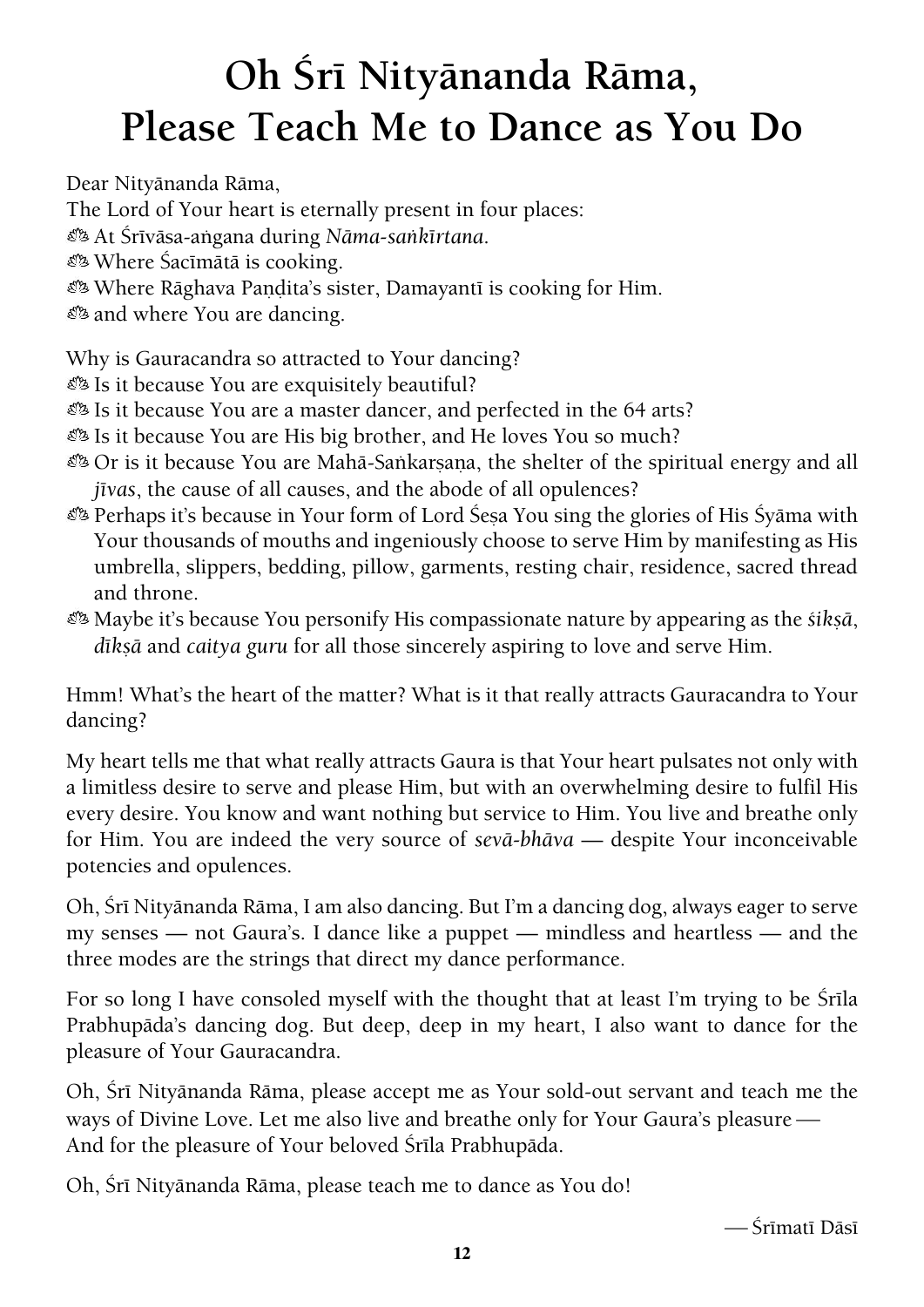# Oh Śrī Nityānanda Rāma, Please Teach Me to Dance as You Do

Dear Nityānanda Rāma,

The Lord of Your heart is eternally present in four places:

- At Śrīvāsa-aṅgana during *Nāma-saṅkīrtana*.
- Where Śacīmātā is cooking.
- Where Rāghava Paṇḍita's sister, Damayantī is cooking for Him.
- and where You are dancing.

Why is Gauracandra so attracted to Your dancing?

- Is it because You are exquisitely beautiful?
- Is it because You are a master dancer, and perfected in the 64 arts?
- Is it because You are His big brother, and He loves You so much?
- Or is it because You are Mahā-Saṅkarṣaṇa, the shelter of the spiritual energy and all *jīvas*, the cause of all causes, and the abode of all opulences?
- Perhaps it's because in Your form of Lord Śeṣa You sing the glories of His Śyāma with Your thousands of mouths and ingeniously choose to serve Him by manifesting as His umbrella, slippers, bedding, pillow, garments, resting chair, residence, sacred thread and throne.
- Maybe it's because You personify His compassionate nature by appearing as the *śikṣā*, *dīkṣā* and *caitya guru* for all those sincerely aspiring to love and serve Him.

Hmm! What's the heart of the matter? What is it that really attracts Gauracandra to Your dancing?

My heart tells me that what really attracts Gaura is that Your heart pulsates not only with a limitless desire to serve and please Him, but with an overwhelming desire to fulfil His every desire. You know and want nothing but service to Him. You live and breathe only for Him. You are indeed the very source of *sevā-bhāva* — despite Your inconceivable potencies and opulences.

Oh, Śrī Nityānanda Rāma, I am also dancing. But I'm a dancing dog, always eager to serve my senses — not Gaura's. I dance like a puppet — mindless and heartless — and the three modes are the strings that direct my dance performance.

For so long I have consoled myself with the thought that at least I'm trying to be Śrīla Prabhupāda's dancing dog. But deep, deep in my heart, I also want to dance for the pleasure of Your Gauracandra.

Oh, Śrī Nityānanda Rāma, please accept me as Your sold-out servant and teach me the ways of Divine Love. Let me also live and breathe only for Your Gaura's pleasure —
And for the pleasure of Your beloved Śrīla Prabhupāda.

Oh, Śrī Nityānanda Rāma, please teach me to dance as You do!

— Śrīmatī Dāsī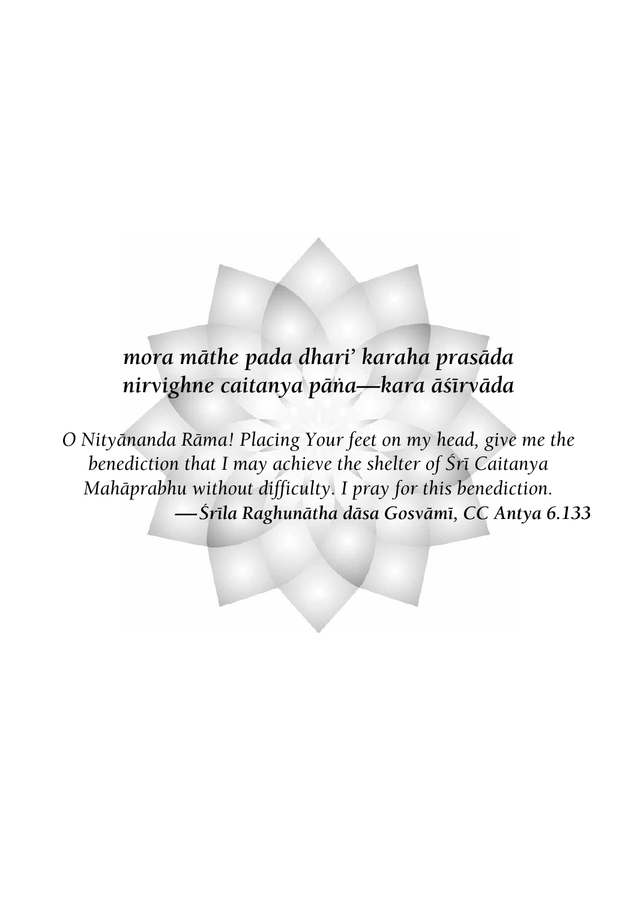***mora māthe pada dhari' karaha prasāda***
***nirvighne caitanya pāṅa—kara āśīrvāda***

*O Nityānanda Rāma! Placing Your feet on my head, give me the benediction that I may achieve the shelter of Śrī Caitanya Mahāprabhu without difficulty. I pray for this benediction.*

***—Śrīla Raghunātha dāsa Gosvāmī, CC Antya 6.133***